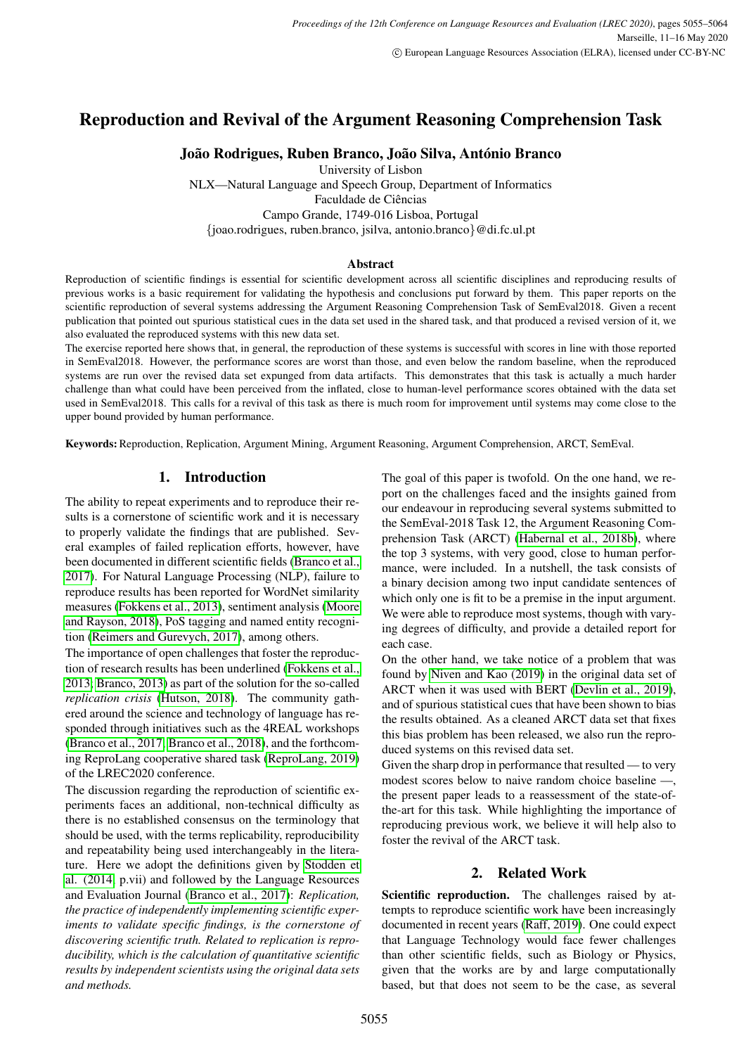# Reproduction and Revival of the Argument Reasoning Comprehension Task

**João Rodrigues, Ruben Branco, João Silva, António Branco**

University of Lisbon
NLX—Natural Language and Speech Group, Department of Informatics
Faculdade de Ciências
Campo Grande, 1749-016 Lisboa, Portugal
{joao.rodrigues, ruben.branco, jsilva, antonio.branco}@di.fc.ul.pt

## Abstract

Reproduction of scientific findings is essential for scientific development across all scientific disciplines and reproducing results of previous works is a basic requirement for validating the hypothesis and conclusions put forward by them. This paper reports on the scientific reproduction of several systems addressing the Argument Reasoning Comprehension Task of SemEval2018. Given a recent publication that pointed out spurious statistical cues in the data set used in the shared task, and that produced a revised version of it, we also evaluated the reproduced systems with this new data set.

The exercise reported here shows that, in general, the reproduction of these systems is successful with scores in line with those reported in SemEval2018. However, the performance scores are worst than those, and even below the random baseline, when the reproduced systems are run over the revised data set expunged from data artifacts. This demonstrates that this task is actually a much harder challenge than what could have been perceived from the inflated, close to human-level performance scores obtained with the data set used in SemEval2018. This calls for a revival of this task as there is much room for improvement until systems may come close to the upper bound provided by human performance.

**Keywords:** Reproduction, Replication, Argument Mining, Argument Reasoning, Argument Comprehension, ARCT, SemEval.

## 1. Introduction

The ability to repeat experiments and to reproduce their results is a cornerstone of scientific work and it is necessary to properly validate the findings that are published. Several examples of failed replication efforts, however, have been documented in different scientific fields (Branco et al., 2017). For Natural Language Processing (NLP), failure to reproduce results has been reported for WordNet similarity measures (Fokkens et al., 2013), sentiment analysis (Moore and Rayson, 2018), PoS tagging and named entity recognition (Reimers and Gurevych, 2017), among others.

The importance of open challenges that foster the reproduction of research results has been underlined (Fokkens et al., 2013; Branco, 2013) as part of the solution for the so-called *replication crisis* (Hutson, 2018). The community gathered around the science and technology of language has responded through initiatives such as the 4REAL workshops (Branco et al., 2017; Branco et al., 2018), and the forthcoming ReproLang cooperative shared task (ReproLang, 2019) of the LREC2020 conference.

The discussion regarding the reproduction of scientific experiments faces an additional, non-technical difficulty as there is no established consensus on the terminology that should be used, with the terms replicability, reproducibility and repeatability being used interchangeably in the literature. Here we adopt the definitions given by Stodden et al. (2014, p.vii) and followed by the Language Resources and Evaluation Journal (Branco et al., 2017): *Replication, the practice of independently implementing scientific experiments to validate specific findings, is the cornerstone of discovering scientific truth. Related to replication is reproducibility, which is the calculation of quantitative scientific results by independent scientists using the original data sets and methods.*

The goal of this paper is twofold. On the one hand, we report on the challenges faced and the insights gained from our endeavour in reproducing several systems submitted to the SemEval-2018 Task 12, the Argument Reasoning Comprehension Task (ARCT) (Habernal et al., 2018b), where the top 3 systems, with very good, close to human performance, were included. In a nutshell, the task consists of a binary decision among two input candidate sentences of which only one is fit to be a premise in the input argument. We were able to reproduce most systems, though with varying degrees of difficulty, and provide a detailed report for each case.

On the other hand, we take notice of a problem that was found by Niven and Kao (2019) in the original data set of ARCT when it was used with BERT (Devlin et al., 2019), and of spurious statistical cues that have been shown to bias the results obtained. As a cleaned ARCT data set that fixes this bias problem has been released, we also run the reproduced systems on this revised data set.

Given the sharp drop in performance that resulted — to very modest scores below to naive random choice baseline —, the present paper leads to a reassessment of the state-of-the-art for this task. While highlighting the importance of reproducing previous work, we believe it will help also to foster the revival of the ARCT task.

## 2. Related Work

**Scientific reproduction.** The challenges raised by attempts to reproduce scientific work have been increasingly documented in recent years (Raff, 2019). One could expect that Language Technology would face fewer challenges than other scientific fields, such as Biology or Physics, given that the works are by and large computationally based, but that does not seem to be the case, as several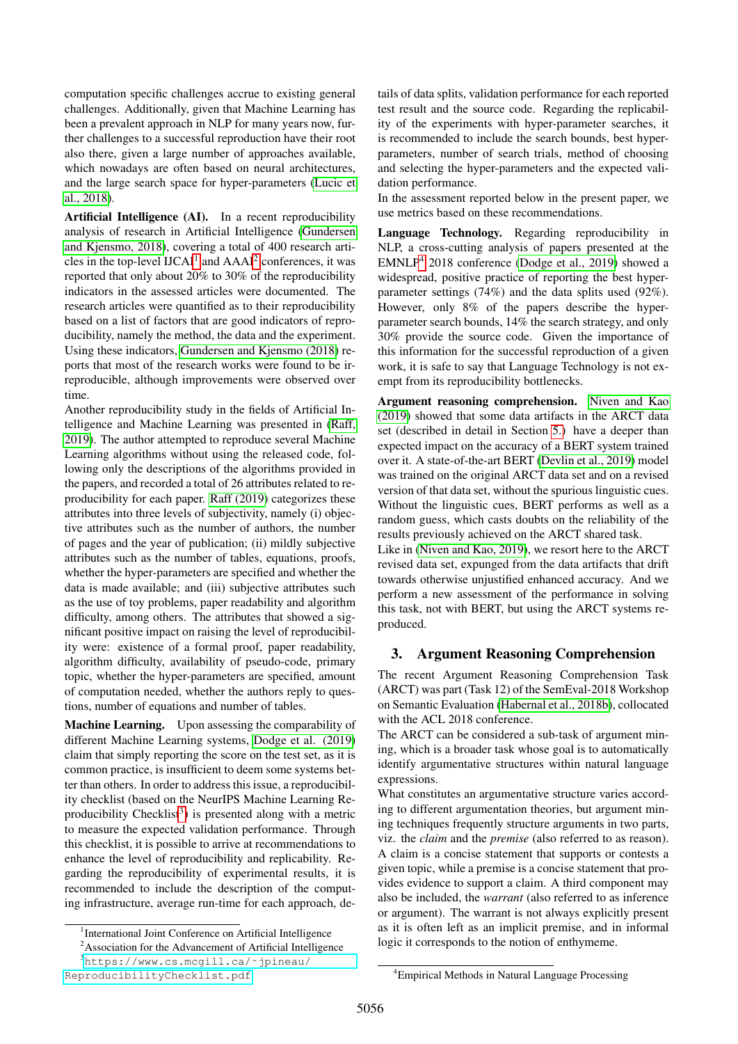computation specific challenges accrue to existing general challenges. Additionally, given that Machine Learning has been a prevalent approach in NLP for many years now, further challenges to a successful reproduction have their root also there, given a large number of approaches available, which nowadays are often based on neural architectures, and the large search space for hyper-parameters (Lucic et al., 2018).

**Artificial Intelligence (AI).** In a recent reproducibility analysis of research in Artificial Intelligence (Gundersen and Kjensmo, 2018), covering a total of 400 research articles in the top-level IJCAI[1] and AAAI[2] conferences, it was reported that only about 20% to 30% of the reproducibility indicators in the assessed articles were documented. The research articles were quantified as to their reproducibility based on a list of factors that are good indicators of reproducibility, namely the method, the data and the experiment. Using these indicators, Gundersen and Kjensmo (2018) reports that most of the research works were found to be irreproducible, although improvements were observed over time.

Another reproducibility study in the fields of Artificial Intelligence and Machine Learning was presented in (Raff, 2019). The author attempted to reproduce several Machine Learning algorithms without using the released code, following only the descriptions of the algorithms provided in the papers, and recorded a total of 26 attributes related to reproducibility for each paper. Raff (2019) categorizes these attributes into three levels of subjectivity, namely (i) objective attributes such as the number of authors, the number of pages and the year of publication; (ii) mildly subjective attributes such as the number of tables, equations, proofs, whether the hyper-parameters are specified and whether the data is made available; and (iii) subjective attributes such as the use of toy problems, paper readability and algorithm difficulty, among others. The attributes that showed a significant positive impact on raising the level of reproducibility were: existence of a formal proof, paper readability, algorithm difficulty, availability of pseudo-code, primary topic, whether the hyper-parameters are specified, amount of computation needed, whether the authors reply to questions, number of equations and number of tables.

**Machine Learning.** Upon assessing the comparability of different Machine Learning systems, Dodge et al. (2019) claim that simply reporting the score on the test set, as it is common practice, is insufficient to deem some systems better than others. In order to address this issue, a reproducibility checklist (based on the NeurIPS Machine Learning Reproducibility Checklist[3]) is presented along with a metric to measure the expected validation performance. Through this checklist, it is possible to arrive at recommendations to enhance the level of reproducibility and replicability. Regarding the reproducibility of experimental results, it is recommended to include the description of the computing infrastructure, average run-time for each approach, details of data splits, validation performance for each reported test result and the source code. Regarding the replicability of the experiments with hyper-parameter searches, it is recommended to include the search bounds, best hyper-parameters, number of search trials, method of choosing and selecting the hyper-parameters and the expected validation performance.

In the assessment reported below in the present paper, we use metrics based on these recommendations.

**Language Technology.** Regarding reproducibility in NLP, a cross-cutting analysis of papers presented at the EMNLP[4] 2018 conference (Dodge et al., 2019) showed a widespread, positive practice of reporting the best hyper-parameter settings (74%) and the data splits used (92%). However, only 8% of the papers describe the hyper-parameter search bounds, 14% the search strategy, and only 30% provide the source code. Given the importance of this information for the successful reproduction of a given work, it is safe to say that Language Technology is not exempt from its reproducibility bottlenecks.

**Argument reasoning comprehension.** Niven and Kao (2019) showed that some data artifacts in the ARCT data set (described in detail in Section 5.) have a deeper than expected impact on the accuracy of a BERT system trained over it. A state-of-the-art BERT (Devlin et al., 2019) model was trained on the original ARCT data set and on a revised version of that data set, without the spurious linguistic cues. Without the linguistic cues, BERT performs as well as a random guess, which casts doubts on the reliability of the results previously achieved on the ARCT shared task.

Like in (Niven and Kao, 2019), we resort here to the ARCT revised data set, expunged from the data artifacts that drift towards otherwise unjustified enhanced accuracy. And we perform a new assessment of the performance in solving this task, not with BERT, but using the ARCT systems reproduced.

## 3. Argument Reasoning Comprehension

The recent Argument Reasoning Comprehension Task (ARCT) was part (Task 12) of the SemEval-2018 Workshop on Semantic Evaluation (Habernal et al., 2018b), collocated with the ACL 2018 conference.

The ARCT can be considered a sub-task of argument mining, which is a broader task whose goal is to automatically identify argumentative structures within natural language expressions.

What constitutes an argumentative structure varies according to different argumentation theories, but argument mining techniques frequently structure arguments in two parts, viz. the *claim* and the *premise* (also referred to as reason). A claim is a concise statement that supports or contests a given topic, while a premise is a concise statement that provides evidence to support a claim. A third component may also be included, the *warrant* (also referred to as inference or argument). The warrant is not always explicitly present as it is often left as an implicit premise, and in informal logic it corresponds to the notion of enthymeme.

[1] International Joint Conference on Artificial Intelligence

[2] Association for the Advancement of Artificial Intelligence

[3] https://www.cs.mcgill.ca/~jpineau/ReproducibilityChecklist.pdf

[4] Empirical Methods in Natural Language Processing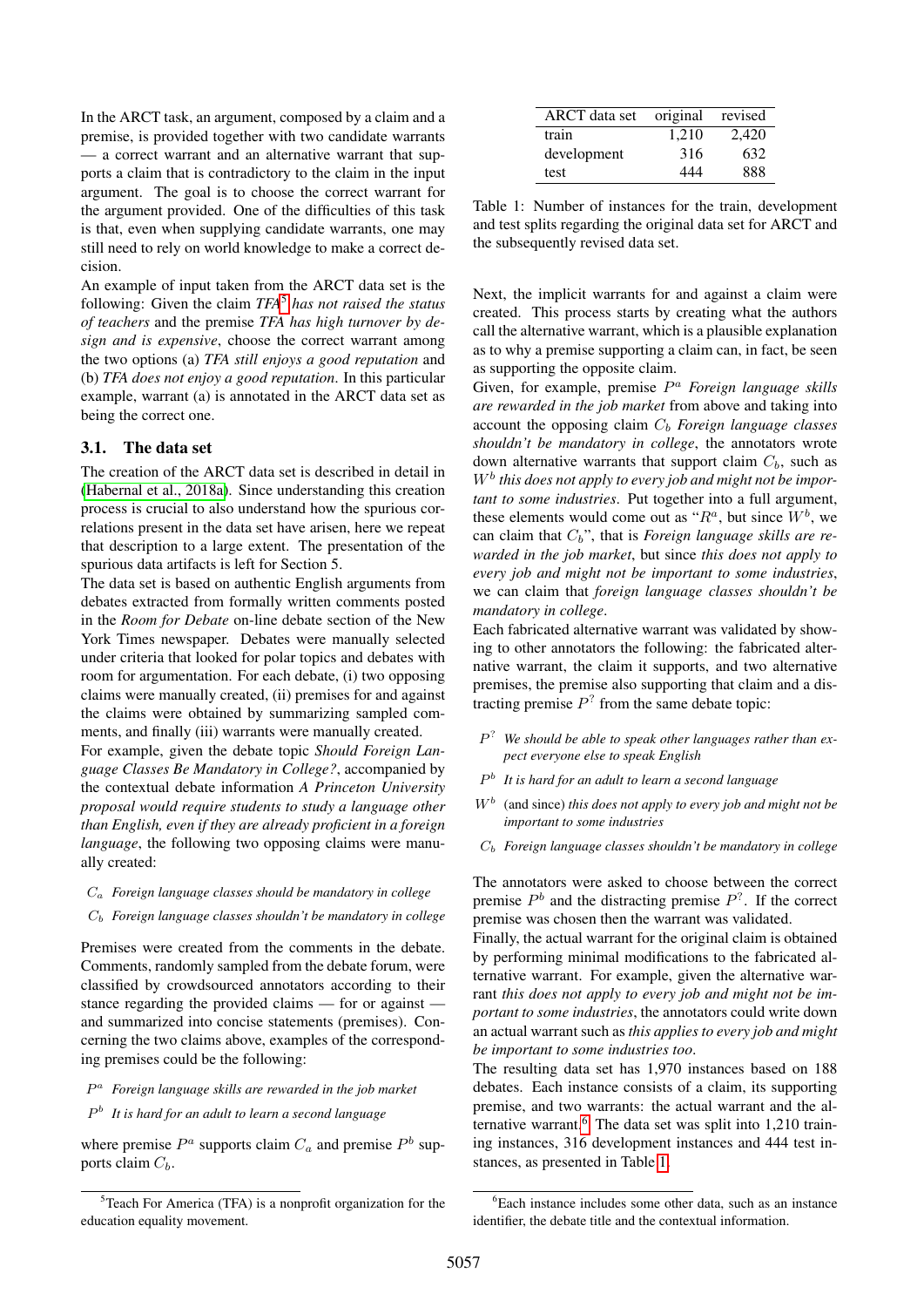In the ARCT task, an argument, composed by a claim and a premise, is provided together with two candidate warrants — a correct warrant and an alternative warrant that supports a claim that is contradictory to the claim in the input argument. The goal is to choose the correct warrant for the argument provided. One of the difficulties of this task is that, even when supplying candidate warrants, one may still need to rely on world knowledge to make a correct decision.

An example of input taken from the ARCT data set is the following: Given the claim *TFA*[5] *has not raised the status of teachers* and the premise *TFA has high turnover by design and is expensive*, choose the correct warrant among the two options (a) *TFA still enjoys a good reputation* and (b) *TFA does not enjoy a good reputation*. In this particular example, warrant (a) is annotated in the ARCT data set as being the correct one.

### 3.1. The data set

The creation of the ARCT data set is described in detail in (Habernal et al., 2018a). Since understanding this creation process is crucial to also understand how the spurious correlations present in the data set have arisen, here we repeat that description to a large extent. The presentation of the spurious data artifacts is left for Section 5.

The data set is based on authentic English arguments from debates extracted from formally written comments posted in the *Room for Debate* on-line debate section of the New York Times newspaper. Debates were manually selected under criteria that looked for polar topics and debates with room for argumentation. For each debate, (i) two opposing claims were manually created, (ii) premises for and against the claims were obtained by summarizing sampled comments, and finally (iii) warrants were manually created.

For example, given the debate topic *Should Foreign Language Classes Be Mandatory in College?*, accompanied by the contextual debate information *A Princeton University proposal would require students to study a language other than English, even if they are already proficient in a foreign language*, the following two opposing claims were manually created:

- $C_a$ *Foreign language classes should be mandatory in college*
- $C_b$ *Foreign language classes shouldn't be mandatory in college*

Premises were created from the comments in the debate. Comments, randomly sampled from the debate forum, were classified by crowdsourced annotators according to their stance regarding the provided claims — for or against — and summarized into concise statements (premises). Concerning the two claims above, examples of the corresponding premises could be the following:

- $P^a$ *Foreign language skills are rewarded in the job market*
- $P^b$ *It is hard for an adult to learn a second language*

where premise $P^a$ supports claim $C_a$ and premise $P^b$ supports claim $C_b$.

| ARCT data set | original | revised |
|---|---|---|
| train | 1,210 | 2,420 |
| development | 316 | 632 |
| test | 444 | 888 |

Table 1: Number of instances for the train, development and test splits regarding the original data set for ARCT and the subsequently revised data set.

Next, the implicit warrants for and against a claim were created. This process starts by creating what the authors call the alternative warrant, which is a plausible explanation as to why a premise supporting a claim can, in fact, be seen as supporting the opposite claim.

Given, for example, premise $P^a$ *Foreign language skills are rewarded in the job market* from above and taking into account the opposing claim $C_b$ *Foreign language classes shouldn't be mandatory in college*, the annotators wrote down alternative warrants that support claim $C_b$, such as $W^b$ *this does not apply to every job and might not be important to some industries*. Put together into a full argument, these elements would come out as "$R^a$, but since $W^b$, we can claim that $C_b$", that is *Foreign language skills are rewarded in the job market*, but since *this does not apply to every job and might not be important to some industries*, we can claim that *foreign language classes shouldn't be mandatory in college*.

Each fabricated alternative warrant was validated by showing to other annotators the following: the fabricated alternative warrant, the claim it supports, and two alternative premises, the premise also supporting that claim and a distracting premise $P^?$ from the same debate topic:

- $P^?$ *We should be able to speak other languages rather than expect everyone else to speak English*
- $P^b$ *It is hard for an adult to learn a second language*
- $W^b$ (and since) *this does not apply to every job and might not be important to some industries*
- $C_b$ *Foreign language classes shouldn't be mandatory in college*

The annotators were asked to choose between the correct premise $P^b$ and the distracting premise $P^?$. If the correct premise was chosen then the warrant was validated.

Finally, the actual warrant for the original claim is obtained by performing minimal modifications to the fabricated alternative warrant. For example, given the alternative warrant *this does not apply to every job and might not be important to some industries*, the annotators could write down an actual warrant such as *this applies to every job and might be important to some industries too*.

The resulting data set has 1,970 instances based on 188 debates. Each instance consists of a claim, its supporting premise, and two warrants: the actual warrant and the alternative warrant.[6] The data set was split into 1,210 training instances, 316 development instances and 444 test instances, as presented in Table 1.

[5] Teach For America (TFA) is a nonprofit organization for the education equality movement.

[6] Each instance includes some other data, such as an instance identifier, the debate title and the contextual information.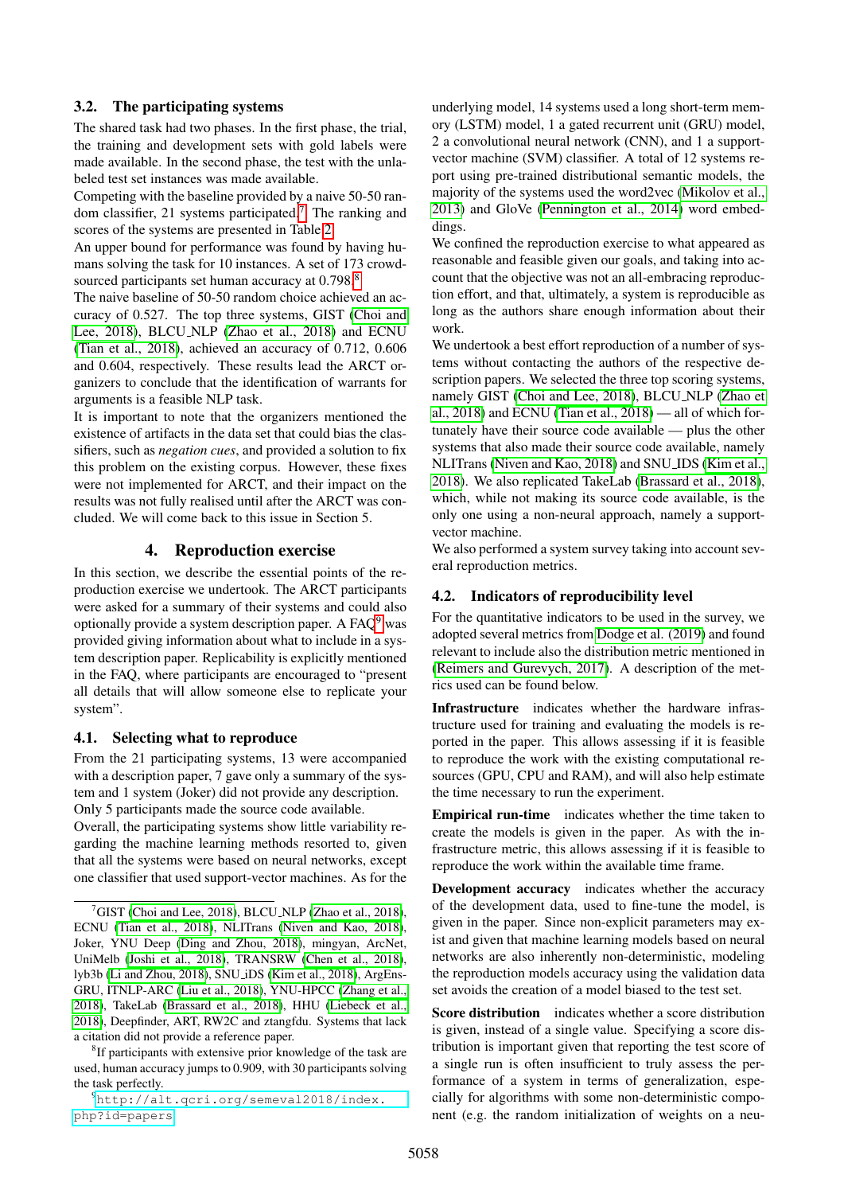### 3.2. The participating systems

The shared task had two phases. In the first phase, the trial, the training and development sets with gold labels were made available. In the second phase, the test with the unlabeled test set instances was made available.

Competing with the baseline provided by a naive 50-50 random classifier, 21 systems participated.[7] The ranking and scores of the systems are presented in Table 2.

An upper bound for performance was found by having humans solving the task for 10 instances. A set of 173 crowd-sourced participants set human accuracy at 0.798.[8]

The naive baseline of 50-50 random choice achieved an accuracy of 0.527. The top three systems, GIST (Choi and Lee, 2018), BLCU_NLP (Zhao et al., 2018) and ECNU (Tian et al., 2018), achieved an accuracy of 0.712, 0.606 and 0.604, respectively. These results lead the ARCT organizers to conclude that the identification of warrants for arguments is a feasible NLP task.

It is important to note that the organizers mentioned the existence of artifacts in the data set that could bias the classifiers, such as *negation cues*, and provided a solution to fix this problem on the existing corpus. However, these fixes were not implemented for ARCT, and their impact on the results was not fully realised until after the ARCT was concluded. We will come back to this issue in Section 5.

## 4. Reproduction exercise

In this section, we describe the essential points of the reproduction exercise we undertook. The ARCT participants were asked for a summary of their systems and could also optionally provide a system description paper. A FAQ[9] was provided giving information about what to include in a system description paper. Replicability is explicitly mentioned in the FAQ, where participants are encouraged to "present all details that will allow someone else to replicate your system".

### 4.1. Selecting what to reproduce

From the 21 participating systems, 13 were accompanied with a description paper, 7 gave only a summary of the system and 1 system (Joker) did not provide any description. Only 5 participants made the source code available.

Overall, the participating systems show little variability regarding the machine learning methods resorted to, given that all the systems were based on neural networks, except one classifier that used support-vector machines. As for the underlying model, 14 systems used a long short-term memory (LSTM) model, 1 a gated recurrent unit (GRU) model, 2 a convolutional neural network (CNN), and 1 a support-vector machine (SVM) classifier. A total of 12 systems report using pre-trained distributional semantic models, the majority of the systems used the word2vec (Mikolov et al., 2013) and GloVe (Pennington et al., 2014) word embeddings.

We confined the reproduction exercise to what appeared as reasonable and feasible given our goals, and taking into account that the objective was not an all-embracing reproduction effort, and that, ultimately, a system is reproducible as long as the authors share enough information about their work.

We undertook a best effort reproduction of a number of systems without contacting the authors of the respective description papers. We selected the three top scoring systems, namely GIST (Choi and Lee, 2018), BLCU_NLP (Zhao et al., 2018) and ECNU (Tian et al., 2018) — all of which fortunately have their source code available — plus the other systems that also made their source code available, namely NLITrans (Niven and Kao, 2018) and SNU_IDS (Kim et al., 2018). We also replicated TakeLab (Brassard et al., 2018), which, while not making its source code available, is the only one using a non-neural approach, namely a support-vector machine.

We also performed a system survey taking into account several reproduction metrics.

### 4.2. Indicators of reproducibility level

For the quantitative indicators to be used in the survey, we adopted several metrics from Dodge et al. (2019) and found relevant to include also the distribution metric mentioned in (Reimers and Gurevych, 2017). A description of the metrics used can be found below.

**Infrastructure** indicates whether the hardware infrastructure used for training and evaluating the models is reported in the paper. This allows assessing if it is feasible to reproduce the work with the existing computational resources (GPU, CPU and RAM), and will also help estimate the time necessary to run the experiment.

**Empirical run-time** indicates whether the time taken to create the models is given in the paper. As with the infrastructure metric, this allows assessing if it is feasible to reproduce the work within the available time frame.

**Development accuracy** indicates whether the accuracy of the development data, used to fine-tune the model, is given in the paper. Since non-explicit parameters may exist and given that machine learning models based on neural networks are also inherently non-deterministic, modeling the reproduction models accuracy using the validation data set avoids the creation of a model biased to the test set.

**Score distribution** indicates whether a score distribution is given, instead of a single value. Specifying a score distribution is important given that reporting the test score of a single run is often insufficient to truly assess the performance of a system in terms of generalization, especially for algorithms with some non-deterministic component (e.g. the random initialization of weights on a neu-

---

[7] GIST (Choi and Lee, 2018), BLCU_NLP (Zhao et al., 2018), ECNU (Tian et al., 2018), NLITrans (Niven and Kao, 2018), Joker, YNU Deep (Ding and Zhou, 2018), mingyan, ArcNet, UniMelb (Joshi et al., 2018), TRANSRW (Chen et al., 2018), lyb3b (Li and Zhou, 2018), SNU_iDS (Kim et al., 2018), ArgEns-GRU, ITNLP-ARC (Liu et al., 2018), YNU-HPCC (Zhang et al., 2018), TakeLab (Brassard et al., 2018), HHU (Liebeck et al., 2018), Deepfinder, ART, RW2C and ztangfdu. Systems that lack a citation did not provide a reference paper.

[8] If participants with extensive prior knowledge of the task are used, human accuracy jumps to 0.909, with 30 participants solving the task perfectly.

[9] http://alt.qcri.org/semeval2018/index.php?id=papers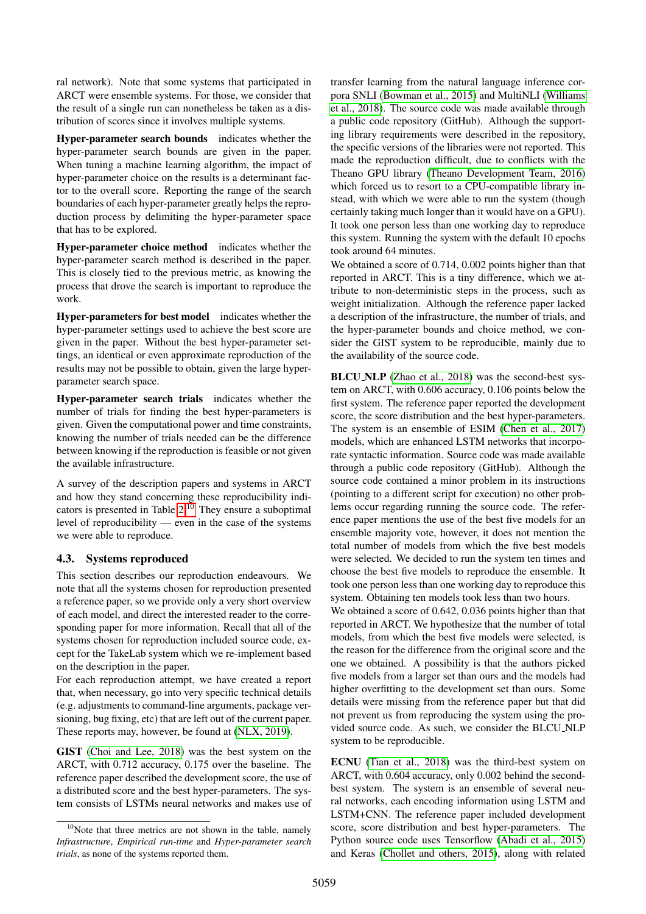ral network). Note that some systems that participated in ARCT were ensemble systems. For those, we consider that the result of a single run can nonetheless be taken as a distribution of scores since it involves multiple systems.

**Hyper-parameter search bounds** indicates whether the hyper-parameter search bounds are given in the paper. When tuning a machine learning algorithm, the impact of hyper-parameter choice on the results is a determinant factor to the overall score. Reporting the range of the search boundaries of each hyper-parameter greatly helps the reproduction process by delimiting the hyper-parameter space that has to be explored.

**Hyper-parameter choice method** indicates whether the hyper-parameter search method is described in the paper. This is closely tied to the previous metric, as knowing the process that drove the search is important to reproduce the work.

**Hyper-parameters for best model** indicates whether the hyper-parameter settings used to achieve the best score are given in the paper. Without the best hyper-parameter settings, an identical or even approximate reproduction of the results may not be possible to obtain, given the large hyper-parameter search space.

**Hyper-parameter search trials** indicates whether the number of trials for finding the best hyper-parameters is given. Given the computational power and time constraints, knowing the number of trials needed can be the difference between knowing if the reproduction is feasible or not given the available infrastructure.

A survey of the description papers and systems in ARCT and how they stand concerning these reproducibility indicators is presented in Table 2.[10] They ensure a suboptimal level of reproducibility — even in the case of the systems we were able to reproduce.

### 4.3. Systems reproduced

This section describes our reproduction endeavours. We note that all the systems chosen for reproduction presented a reference paper, so we provide only a very short overview of each model, and direct the interested reader to the corresponding paper for more information. Recall that all of the systems chosen for reproduction included source code, except for the TakeLab system which we re-implement based on the description in the paper.

For each reproduction attempt, we have created a report that, when necessary, go into very specific technical details (e.g. adjustments to command-line arguments, package versioning, bug fixing, etc) that are left out of the current paper. These reports may, however, be found at (NLX, 2019).

**GIST** (Choi and Lee, 2018) was the best system on the ARCT, with 0.712 accuracy, 0.175 over the baseline. The reference paper described the development score, the use of a distributed score and the best hyper-parameters. The system consists of LSTMs neural networks and makes use of transfer learning from the natural language inference corpora SNLI (Bowman et al., 2015) and MultiNLI (Williams et al., 2018). The source code was made available through a public code repository (GitHub). Although the supporting library requirements were described in the repository, the specific versions of the libraries were not reported. This made the reproduction difficult, due to conflicts with the Theano GPU library (Theano Development Team, 2016) which forced us to resort to a CPU-compatible library instead, with which we were able to run the system (though certainly taking much longer than it would have on a GPU). It took one person less than one working day to reproduce this system. Running the system with the default 10 epochs took around 64 minutes.

We obtained a score of 0.714, 0.002 points higher than that reported in ARCT. This is a tiny difference, which we attribute to non-deterministic steps in the process, such as weight initialization. Although the reference paper lacked a description of the infrastructure, the number of trials, and the hyper-parameter bounds and choice method, we consider the GIST system to be reproducible, mainly due to the availability of the source code.

**BLCU_NLP** (Zhao et al., 2018) was the second-best system on ARCT, with 0.606 accuracy, 0.106 points below the first system. The reference paper reported the development score, the score distribution and the best hyper-parameters. The system is an ensemble of ESIM (Chen et al., 2017) models, which are enhanced LSTM networks that incorporate syntactic information. Source code was made available through a public code repository (GitHub). Although the source code contained a minor problem in its instructions (pointing to a different script for execution) no other problems occur regarding running the source code. The reference paper mentions the use of the best five models for an ensemble majority vote, however, it does not mention the total number of models from which the five best models were selected. We decided to run the system ten times and choose the best five models to reproduce the ensemble. It took one person less than one working day to reproduce this system. Obtaining ten models took less than two hours.

We obtained a score of 0.642, 0.036 points higher than that reported in ARCT. We hypothesize that the number of total models, from which the best five models were selected, is the reason for the difference from the original score and the one we obtained. A possibility is that the authors picked five models from a larger set than ours and the models had higher overfitting to the development set than ours. Some details were missing from the reference paper but that did not prevent us from reproducing the system using the provided source code. As such, we consider the BLCU_NLP system to be reproducible.

**ECNU** (Tian et al., 2018) was the third-best system on ARCT, with 0.604 accuracy, only 0.002 behind the second-best system. The system is an ensemble of several neural networks, each encoding information using LSTM and LSTM+CNN. The reference paper included development score, score distribution and best hyper-parameters. The Python source code uses Tensorflow (Abadi et al., 2015) and Keras (Chollet and others, 2015), along with related

[10] Note that three metrics are not shown in the table, namely *Infrastructure*, *Empirical run-time* and *Hyper-parameter search trials*, as none of the systems reported them.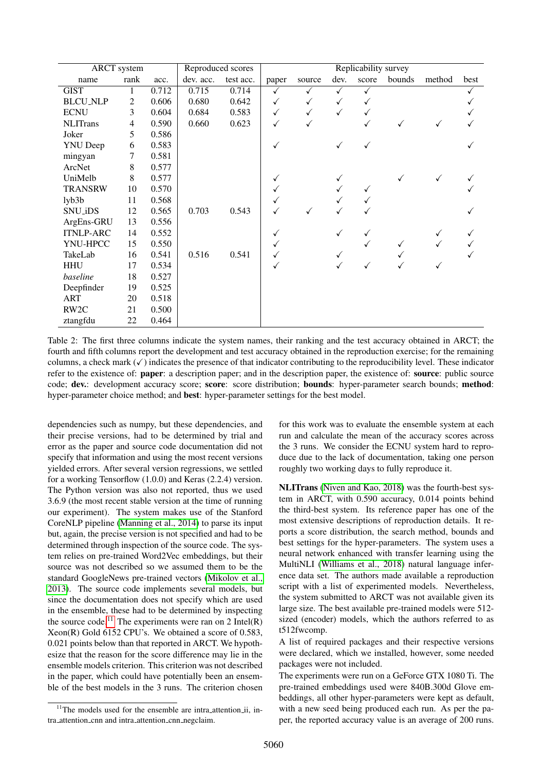| ARCT system | | | Reproduced scores | | Replicability survey | | | | | | |
|---|---|---|---|---|---|---|---|---|---|---|---|
| name | rank | acc. | dev. acc. | test acc. | paper | source | dev. | score | bounds | method | best |
| GIST | 1 | 0.712 | 0.715 | 0.714 | ✓ | ✓ | ✓ | ✓ | | | ✓ |
| BLCU_NLP | 2 | 0.606 | 0.680 | 0.642 | ✓ | ✓ | ✓ | ✓ | | | ✓ |
| ECNU | 3 | 0.604 | 0.684 | 0.583 | ✓ | ✓ | ✓ | ✓ | | | ✓ |
| NLITrans | 4 | 0.590 | 0.660 | 0.623 | ✓ | ✓ | | ✓ | ✓ | ✓ | ✓ |
| Joker | 5 | 0.586 | | | | | | | | | |
| YNU Deep | 6 | 0.583 | | | ✓ | | ✓ | ✓ | | | ✓ |
| mingyan | 7 | 0.581 | | | | | | | | | |
| ArcNet | 8 | 0.577 | | | | | | | | | |
| UniMelb | 8 | 0.577 | | | ✓ | | ✓ | | ✓ | ✓ | ✓ |
| TRANSRW | 10 | 0.570 | | | ✓ | | ✓ | ✓ | | | ✓ |
| lyb3b | 11 | 0.568 | | | ✓ | | ✓ | ✓ | | | |
| SNU_iDS | 12 | 0.565 | 0.703 | 0.543 | ✓ | ✓ | ✓ | ✓ | | | ✓ |
| ArgEns-GRU | 13 | 0.556 | | | | | | | | | |
| ITNLP-ARC | 14 | 0.552 | | | ✓ | | ✓ | ✓ | | ✓ | ✓ |
| YNU-HPCC | 15 | 0.550 | | | ✓ | | | ✓ | ✓ | ✓ | ✓ |
| TakeLab | 16 | 0.541 | 0.516 | 0.541 | ✓ | | ✓ | | ✓ | | ✓ |
| HHU | 17 | 0.534 | | | ✓ | | ✓ | ✓ | ✓ | ✓ | |
| *baseline* | 18 | 0.527 | | | | | | | | | |
| Deepfinder | 19 | 0.525 | | | | | | | | | |
| ART | 20 | 0.518 | | | | | | | | | |
| RW2C | 21 | 0.500 | | | | | | | | | |
| ztangfdu | 22 | 0.464 | | | | | | | | | |

Table 2: The first three columns indicate the system names, their ranking and the test accuracy obtained in ARCT; the fourth and fifth columns report the development and test accuracy obtained in the reproduction exercise; for the remaining columns, a check mark (✓) indicates the presence of that indicator contributing to the reproducibility level. These indicator refer to the existence of: **paper**: a description paper; and in the description paper, the existence of: **source**: public source code; **dev.**: development accuracy score; **score**: score distribution; **bounds**: hyper-parameter search bounds; **method**: hyper-parameter choice method; and **best**: hyper-parameter settings for the best model.

dependencies such as numpy, but these dependencies, and their precise versions, had to be determined by trial and error as the paper and source code documentation did not specify that information and using the most recent versions yielded errors. After several version regressions, we settled for a working Tensorflow (1.0.0) and Keras (2.2.4) version. The Python version was also not reported, thus we used 3.6.9 (the most recent stable version at the time of running our experiment). The system makes use of the Stanford CoreNLP pipeline (Manning et al., 2014) to parse its input but, again, the precise version is not specified and had to be determined through inspection of the source code. The system relies on pre-trained Word2Vec embeddings, but their source was not described so we assumed them to be the standard GoogleNews pre-trained vectors (Mikolov et al., 2013). The source code implements several models, but since the documentation does not specify which are used in the ensemble, these had to be determined by inspecting the source code.[11] The experiments were ran on 2 Intel(R) Xeon(R) Gold 6152 CPU's. We obtained a score of 0.583, 0.021 points below than that reported in ARCT. We hypothesize that the reason for the score difference may lie in the ensemble models criterion. This criterion was not described in the paper, which could have potentially been an ensemble of the best models in the 3 runs. The criterion chosen for this work was to evaluate the ensemble system at each run and calculate the mean of the accuracy scores across the 3 runs. We consider the ECNU system hard to reproduce due to the lack of documentation, taking one person roughly two working days to fully reproduce it.

**NLITrans** (Niven and Kao, 2018) was the fourth-best system in ARCT, with 0.590 accuracy, 0.014 points behind the third-best system. Its reference paper has one of the most extensive descriptions of reproduction details. It reports a score distribution, the search method, bounds and best settings for the hyper-parameters. The system uses a neural network enhanced with transfer learning using the MultiNLI (Williams et al., 2018) natural language inference data set. The authors made available a reproduction script with a list of experimented models. Nevertheless, the system submitted to ARCT was not available given its large size. The best available pre-trained models were 512-sized (encoder) models, which the authors referred to as t512fwcomp.

A list of required packages and their respective versions were declared, which we installed, however, some needed packages were not included.

The experiments were run on a GeForce GTX 1080 Ti. The pre-trained embeddings used were 840B.300d Glove embeddings, all other hyper-parameters were kept as default, with a new seed being produced each run. As per the paper, the reported accuracy value is an average of 200 runs.

[11] The models used for the ensemble are intra_attention_ii, intra_attention_cnn and intra_attention_cnn_negclaim.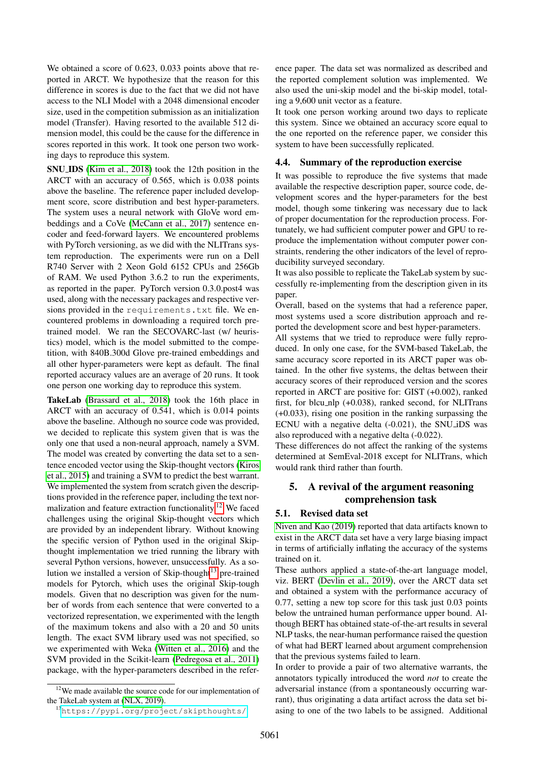We obtained a score of 0.623, 0.033 points above that reported in ARCT. We hypothesize that the reason for this difference in scores is due to the fact that we did not have access to the NLI Model with a 2048 dimensional encoder size, used in the competition submission as an initialization model (Transfer). Having resorted to the available 512 dimension model, this could be the cause for the difference in scores reported in this work. It took one person two working days to reproduce this system.

**SNU_IDS** (Kim et al., 2018) took the 12th position in the ARCT with an accuracy of 0.565, which is 0.038 points above the baseline. The reference paper included development score, score distribution and best hyper-parameters. The system uses a neural network with GloVe word embeddings and a CoVe (McCann et al., 2017) sentence encoder and feed-forward layers. We encountered problems with PyTorch versioning, as we did with the NLITrans system reproduction. The experiments were run on a Dell R740 Server with 2 Xeon Gold 6152 CPUs and 256Gb of RAM. We used Python 3.6.2 to run the experiments, as reported in the paper. PyTorch version 0.3.0.post4 was used, along with the necessary packages and respective versions provided in the `requirements.txt` file. We encountered problems in downloading a required torch pre-trained model. We ran the SECOVARC-last (w/ heuristics) model, which is the model submitted to the competition, with 840B.300d Glove pre-trained embeddings and all other hyper-parameters were kept as default. The final reported accuracy values are an average of 20 runs. It took one person one working day to reproduce this system.

**TakeLab** (Brassard et al., 2018) took the 16th place in ARCT with an accuracy of 0.541, which is 0.014 points above the baseline. Although no source code was provided, we decided to replicate this system given that is was the only one that used a non-neural approach, namely a SVM. The model was created by converting the data set to a sentence encoded vector using the Skip-thought vectors (Kiros et al., 2015) and training a SVM to predict the best warrant. We implemented the system from scratch given the descriptions provided in the reference paper, including the text normalization and feature extraction functionality.[12] We faced challenges using the original Skip-thought vectors which are provided by an independent library. Without knowing the specific version of Python used in the original Skip-thought implementation we tried running the library with several Python versions, however, unsuccessfully. As a solution we installed a version of Skip-thought[13] pre-trained models for Pytorch, which uses the original Skip-tough models. Given that no description was given for the number of words from each sentence that were converted to a vectorized representation, we experimented with the length of the maximum tokens and also with a 20 and 50 units length. The exact SVM library used was not specified, so we experimented with Weka (Witten et al., 2016) and the SVM provided in the Scikit-learn (Pedregosa et al., 2011) package, with the hyper-parameters described in the reference paper. The data set was normalized as described and the reported complement solution was implemented. We also used the uni-skip model and the bi-skip model, totaling a 9,600 unit vector as a feature.

It took one person working around two days to replicate this system. Since we obtained an accuracy score equal to the one reported on the reference paper, we consider this system to have been successfully replicated.

### 4.4. Summary of the reproduction exercise

It was possible to reproduce the five systems that made available the respective description paper, source code, development scores and the hyper-parameters for the best model, though some tinkering was necessary due to lack of proper documentation for the reproduction process. Fortunately, we had sufficient computer power and GPU to reproduce the implementation without computer power constraints, rendering the other indicators of the level of reproducibility surveyed secondary.

It was also possible to replicate the TakeLab system by successfully re-implementing from the description given in its paper.

Overall, based on the systems that had a reference paper, most systems used a score distribution approach and reported the development score and best hyper-parameters.

All systems that we tried to reproduce were fully reproduced. In only one case, for the SVM-based TakeLab, the same accuracy score reported in its ARCT paper was obtained. In the other five systems, the deltas between their accuracy scores of their reproduced version and the scores reported in ARCT are positive for: GIST (+0.002), ranked first, for blcu_nlp (+0.038), ranked second, for NLITrans (+0.033), rising one position in the ranking surpassing the ECNU with a negative delta (-0.021), the SNU_iDS was also reproduced with a negative delta (-0.022).

These differences do not affect the ranking of the systems determined at SemEval-2018 except for NLITrans, which would rank third rather than fourth.

## 5. A revival of the argument reasoning comprehension task

### 5.1. Revised data set

Niven and Kao (2019) reported that data artifacts known to exist in the ARCT data set have a very large biasing impact in terms of artificially inflating the accuracy of the systems trained on it.

These authors applied a state-of-the-art language model, viz. BERT (Devlin et al., 2019), over the ARCT data set and obtained a system with the performance accuracy of 0.77, setting a new top score for this task just 0.03 points below the untrained human performance upper bound. Although BERT has obtained state-of-the-art results in several NLP tasks, the near-human performance raised the question of what had BERT learned about argument comprehension that the previous systems failed to learn.

In order to provide a pair of two alternative warrants, the annotators typically introduced the word *not* to create the adversarial instance (from a spontaneously occurring warrant), thus originating a data artifact across the data set biasing to one of the two labels to be assigned. Additional

[12] We made available the source code for our implementation of the TakeLab system at (NLX, 2019).

[13] https://pypi.org/project/skipthoughts/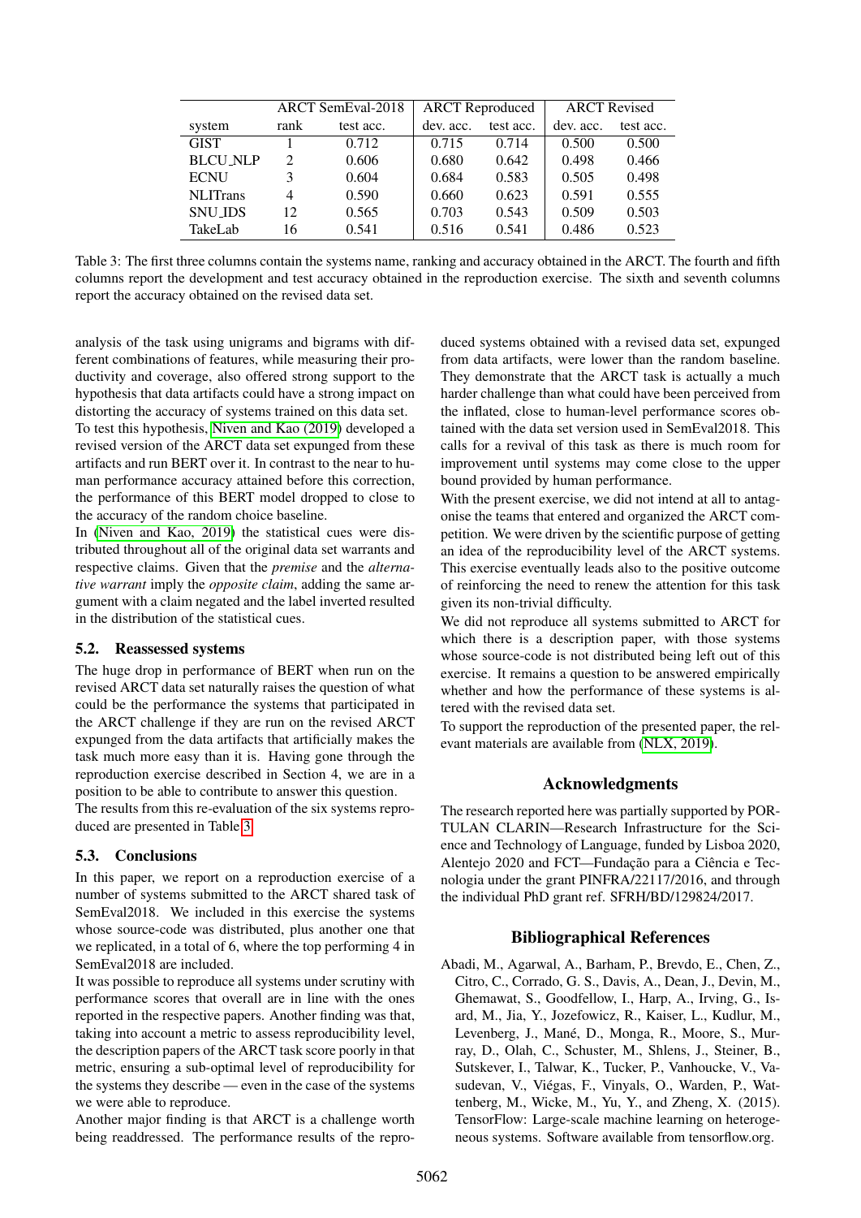| system | ARCT SemEval-2018 | | ARCT Reproduced | | ARCT Revised | |
|---|---|---|---|---|---|---|
| | rank | test acc. | dev. acc. | test acc. | dev. acc. | test acc. |
| GIST | 1 | 0.712 | 0.715 | 0.714 | 0.500 | 0.500 |
| BLCU_NLP | 2 | 0.606 | 0.680 | 0.642 | 0.498 | 0.466 |
| ECNU | 3 | 0.604 | 0.684 | 0.583 | 0.505 | 0.498 |
| NLITrans | 4 | 0.590 | 0.660 | 0.623 | 0.591 | 0.555 |
| SNU_IDS | 12 | 0.565 | 0.703 | 0.543 | 0.509 | 0.503 |
| TakeLab | 16 | 0.541 | 0.516 | 0.541 | 0.486 | 0.523 |

Table 3: The first three columns contain the systems name, ranking and accuracy obtained in the ARCT. The fourth and fifth columns report the development and test accuracy obtained in the reproduction exercise. The sixth and seventh columns report the accuracy obtained on the revised data set.

analysis of the task using unigrams and bigrams with different combinations of features, while measuring their productivity and coverage, also offered strong support to the hypothesis that data artifacts could have a strong impact on distorting the accuracy of systems trained on this data set.

To test this hypothesis, Niven and Kao (2019) developed a revised version of the ARCT data set expunged from these artifacts and run BERT over it. In contrast to the near to human performance accuracy attained before this correction, the performance of this BERT model dropped to close to the accuracy of the random choice baseline.

In (Niven and Kao, 2019) the statistical cues were distributed throughout all of the original data set warrants and respective claims. Given that the *premise* and the *alternative warrant* imply the *opposite claim*, adding the same argument with a claim negated and the label inverted resulted in the distribution of the statistical cues.

### 5.2. Reassessed systems

The huge drop in performance of BERT when run on the revised ARCT data set naturally raises the question of what could be the performance the systems that participated in the ARCT challenge if they are run on the revised ARCT expunged from the data artifacts that artificially makes the task much more easy than it is. Having gone through the reproduction exercise described in Section 4, we are in a position to be able to contribute to answer this question.

The results from this re-evaluation of the six systems reproduced are presented in Table 3.

### 5.3. Conclusions

In this paper, we report on a reproduction exercise of a number of systems submitted to the ARCT shared task of SemEval2018. We included in this exercise the systems whose source-code was distributed, plus another one that we replicated, in a total of 6, where the top performing 4 in SemEval2018 are included.

It was possible to reproduce all systems under scrutiny with performance scores that overall are in line with the ones reported in the respective papers. Another finding was that, taking into account a metric to assess reproducibility level, the description papers of the ARCT task score poorly in that metric, ensuring a sub-optimal level of reproducibility for the systems they describe — even in the case of the systems we were able to reproduce.

Another major finding is that ARCT is a challenge worth being readdressed. The performance results of the reproduced systems obtained with a revised data set, expunged from data artifacts, were lower than the random baseline. They demonstrate that the ARCT task is actually a much harder challenge than what could have been perceived from the inflated, close to human-level performance scores obtained with the data set version used in SemEval2018. This calls for a revival of this task as there is much room for improvement until systems may come close to the upper bound provided by human performance.

With the present exercise, we did not intend at all to antagonise the teams that entered and organized the ARCT competition. We were driven by the scientific purpose of getting an idea of the reproducibility level of the ARCT systems. This exercise eventually leads also to the positive outcome of reinforcing the need to renew the attention for this task given its non-trivial difficulty.

We did not reproduce all systems submitted to ARCT for which there is a description paper, with those systems whose source-code is not distributed being left out of this exercise. It remains a question to be answered empirically whether and how the performance of these systems is altered with the revised data set.

To support the reproduction of the presented paper, the relevant materials are available from (NLX, 2019).

## Acknowledgments

The research reported here was partially supported by PORTULAN CLARIN—Research Infrastructure for the Science and Technology of Language, funded by Lisboa 2020, Alentejo 2020 and FCT—Fundação para a Ciência e Tecnologia under the grant PINFRA/22117/2016, and through the individual PhD grant ref. SFRH/BD/129824/2017.

## Bibliographical References

Abadi, M., Agarwal, A., Barham, P., Brevdo, E., Chen, Z., Citro, C., Corrado, G. S., Davis, A., Dean, J., Devin, M., Ghemawat, S., Goodfellow, I., Harp, A., Irving, G., Isard, M., Jia, Y., Jozefowicz, R., Kaiser, L., Kudlur, M., Levenberg, J., Mané, D., Monga, R., Moore, S., Murray, D., Olah, C., Schuster, M., Shlens, J., Steiner, B., Sutskever, I., Talwar, K., Tucker, P., Vanhoucke, V., Vasudevan, V., Viégas, F., Vinyals, O., Warden, P., Wattenberg, M., Wicke, M., Yu, Y., and Zheng, X. (2015). TensorFlow: Large-scale machine learning on heterogeneous systems. Software available from tensorflow.org.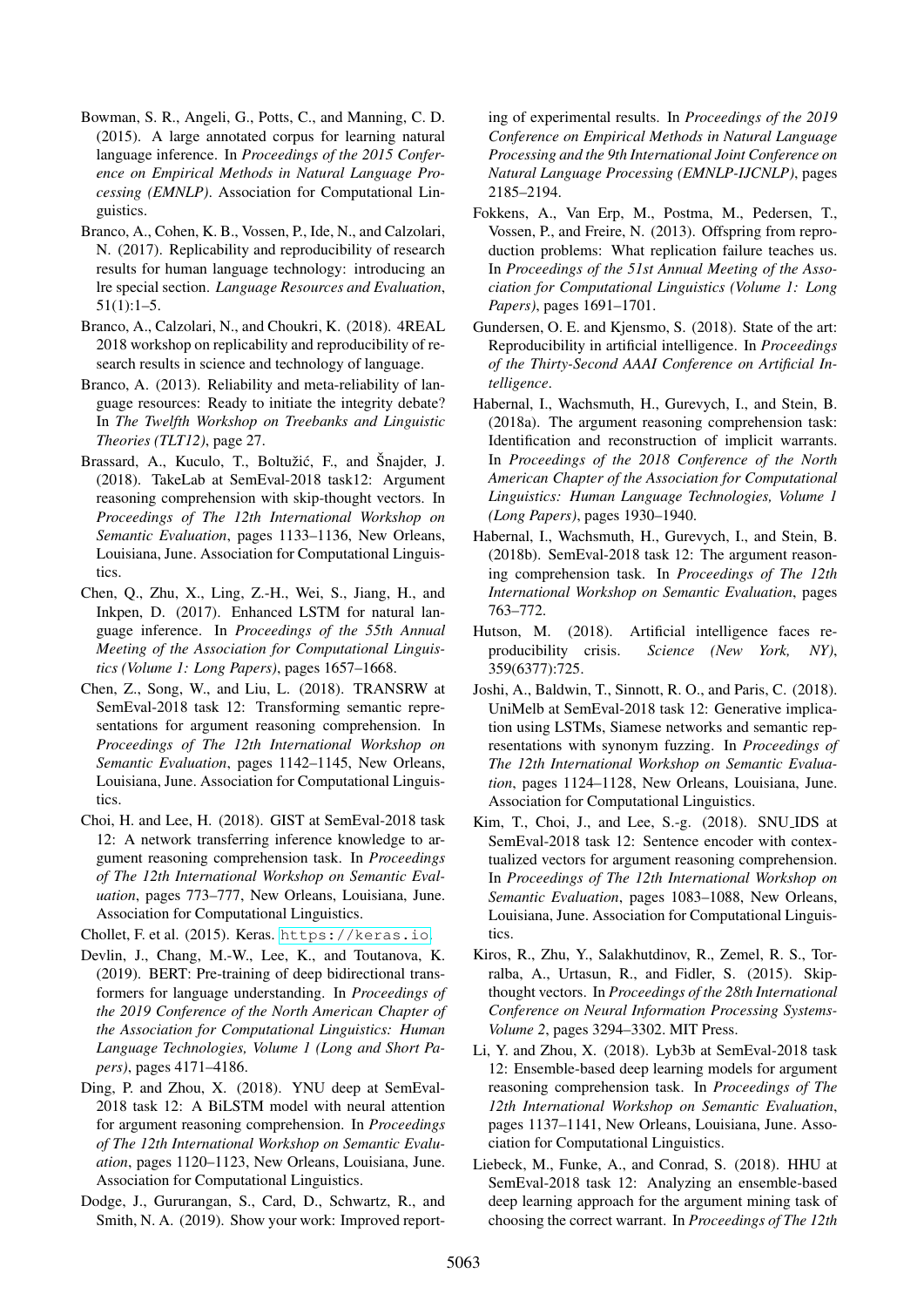Bowman, S. R., Angeli, G., Potts, C., and Manning, C. D. (2015). A large annotated corpus for learning natural language inference. In *Proceedings of the 2015 Conference on Empirical Methods in Natural Language Processing (EMNLP)*. Association for Computational Linguistics.

Branco, A., Cohen, K. B., Vossen, P., Ide, N., and Calzolari, N. (2017). Replicability and reproducibility of research results for human language technology: introducing an lre special section. *Language Resources and Evaluation*, 51(1):1–5.

Branco, A., Calzolari, N., and Choukri, K. (2018). 4REAL 2018 workshop on replicability and reproducibility of research results in science and technology of language.

Branco, A. (2013). Reliability and meta-reliability of language resources: Ready to initiate the integrity debate? In *The Twelfth Workshop on Treebanks and Linguistic Theories (TLT12)*, page 27.

Brassard, A., Kuculo, T., Boltužić, F., and Šnajder, J. (2018). TakeLab at SemEval-2018 task12: Argument reasoning comprehension with skip-thought vectors. In *Proceedings of The 12th International Workshop on Semantic Evaluation*, pages 1133–1136, New Orleans, Louisiana, June. Association for Computational Linguistics.

Chen, Q., Zhu, X., Ling, Z.-H., Wei, S., Jiang, H., and Inkpen, D. (2017). Enhanced LSTM for natural language inference. In *Proceedings of the 55th Annual Meeting of the Association for Computational Linguistics (Volume 1: Long Papers)*, pages 1657–1668.

Chen, Z., Song, W., and Liu, L. (2018). TRANSRW at SemEval-2018 task 12: Transforming semantic representations for argument reasoning comprehension. In *Proceedings of The 12th International Workshop on Semantic Evaluation*, pages 1142–1145, New Orleans, Louisiana, June. Association for Computational Linguistics.

Choi, H. and Lee, H. (2018). GIST at SemEval-2018 task 12: A network transferring inference knowledge to argument reasoning comprehension task. In *Proceedings of The 12th International Workshop on Semantic Evaluation*, pages 773–777, New Orleans, Louisiana, June. Association for Computational Linguistics.

Chollet, F. et al. (2015). Keras. https://keras.io.

Devlin, J., Chang, M.-W., Lee, K., and Toutanova, K. (2019). BERT: Pre-training of deep bidirectional transformers for language understanding. In *Proceedings of the 2019 Conference of the North American Chapter of the Association for Computational Linguistics: Human Language Technologies, Volume 1 (Long and Short Papers)*, pages 4171–4186.

Ding, P. and Zhou, X. (2018). YNU deep at SemEval-2018 task 12: A BiLSTM model with neural attention for argument reasoning comprehension. In *Proceedings of The 12th International Workshop on Semantic Evaluation*, pages 1120–1123, New Orleans, Louisiana, June. Association for Computational Linguistics.

Dodge, J., Gururangan, S., Card, D., Schwartz, R., and Smith, N. A. (2019). Show your work: Improved reporting of experimental results. In *Proceedings of the 2019 Conference on Empirical Methods in Natural Language Processing and the 9th International Joint Conference on Natural Language Processing (EMNLP-IJCNLP)*, pages 2185–2194.

Fokkens, A., Van Erp, M., Postma, M., Pedersen, T., Vossen, P., and Freire, N. (2013). Offspring from reproduction problems: What replication failure teaches us. In *Proceedings of the 51st Annual Meeting of the Association for Computational Linguistics (Volume 1: Long Papers)*, pages 1691–1701.

Gundersen, O. E. and Kjensmo, S. (2018). State of the art: Reproducibility in artificial intelligence. In *Proceedings of the Thirty-Second AAAI Conference on Artificial Intelligence*.

Habernal, I., Wachsmuth, H., Gurevych, I., and Stein, B. (2018a). The argument reasoning comprehension task: Identification and reconstruction of implicit warrants. In *Proceedings of the 2018 Conference of the North American Chapter of the Association for Computational Linguistics: Human Language Technologies, Volume 1 (Long Papers)*, pages 1930–1940.

Habernal, I., Wachsmuth, H., Gurevych, I., and Stein, B. (2018b). SemEval-2018 task 12: The argument reasoning comprehension task. In *Proceedings of The 12th International Workshop on Semantic Evaluation*, pages 763–772.

Hutson, M. (2018). Artificial intelligence faces reproducibility crisis. *Science (New York, NY)*, 359(6377):725.

Joshi, A., Baldwin, T., Sinnott, R. O., and Paris, C. (2018). UniMelb at SemEval-2018 task 12: Generative implication using LSTMs, Siamese networks and semantic representations with synonym fuzzing. In *Proceedings of The 12th International Workshop on Semantic Evaluation*, pages 1124–1128, New Orleans, Louisiana, June. Association for Computational Linguistics.

Kim, T., Choi, J., and Lee, S.-g. (2018). SNU_IDS at SemEval-2018 task 12: Sentence encoder with contextualized vectors for argument reasoning comprehension. In *Proceedings of The 12th International Workshop on Semantic Evaluation*, pages 1083–1088, New Orleans, Louisiana, June. Association for Computational Linguistics.

Kiros, R., Zhu, Y., Salakhutdinov, R., Zemel, R. S., Torralba, A., Urtasun, R., and Fidler, S. (2015). Skip-thought vectors. In *Proceedings of the 28th International Conference on Neural Information Processing Systems-Volume 2*, pages 3294–3302. MIT Press.

Li, Y. and Zhou, X. (2018). Lyb3b at SemEval-2018 task 12: Ensemble-based deep learning models for argument reasoning comprehension task. In *Proceedings of The 12th International Workshop on Semantic Evaluation*, pages 1137–1141, New Orleans, Louisiana, June. Association for Computational Linguistics.

Liebeck, M., Funke, A., and Conrad, S. (2018). HHU at SemEval-2018 task 12: Analyzing an ensemble-based deep learning approach for the argument mining task of choosing the correct warrant. In *Proceedings of The 12th*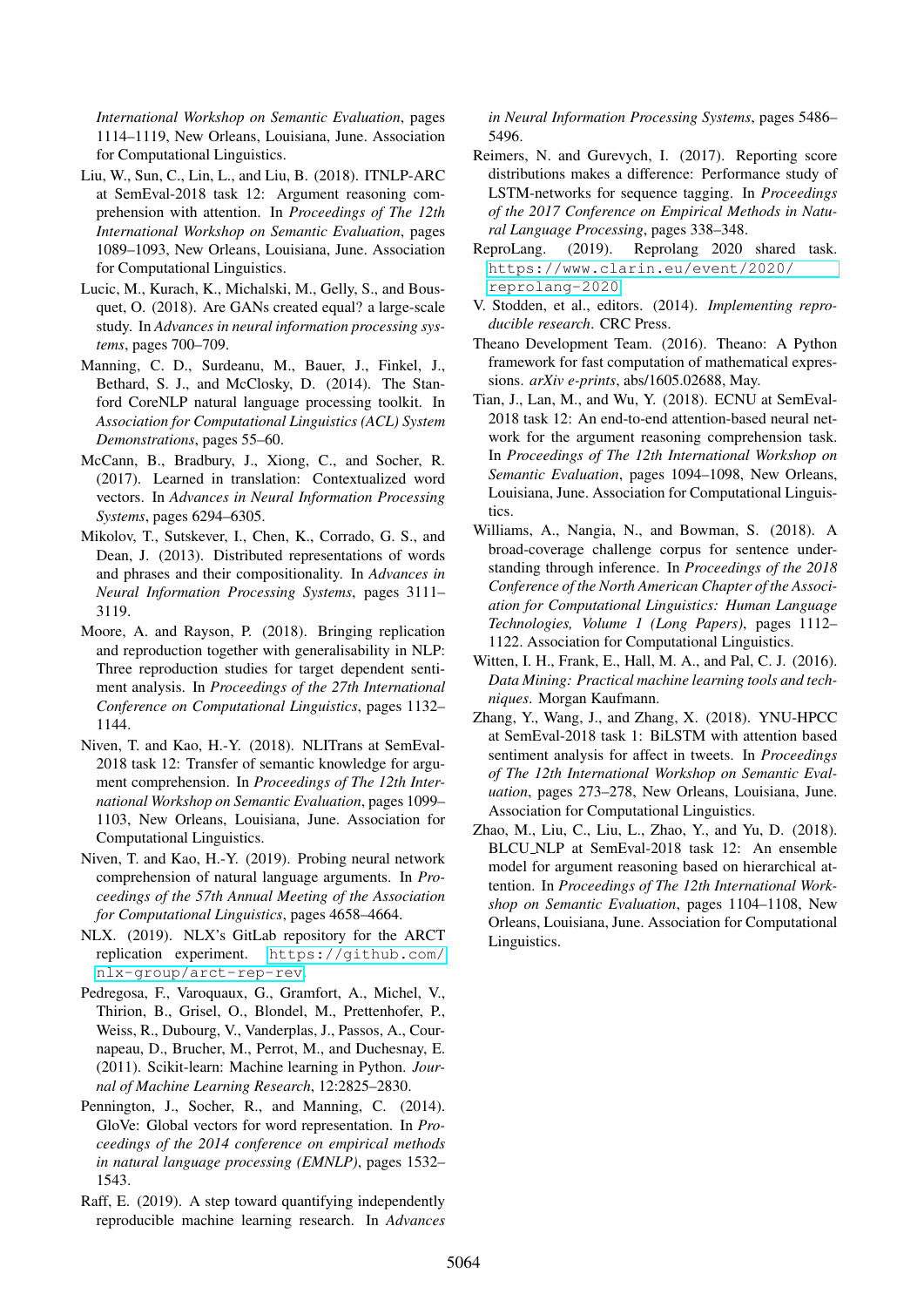International Workshop on Semantic Evaluation*, pages 1114–1119, New Orleans, Louisiana, June. Association for Computational Linguistics.

Liu, W., Sun, C., Lin, L., and Liu, B. (2018). ITNLP-ARC at SemEval-2018 task 12: Argument reasoning comprehension with attention. In *Proceedings of The 12th International Workshop on Semantic Evaluation*, pages 1089–1093, New Orleans, Louisiana, June. Association for Computational Linguistics.

Lucic, M., Kurach, K., Michalski, M., Gelly, S., and Bousquet, O. (2018). Are GANs created equal? a large-scale study. In *Advances in neural information processing systems*, pages 700–709.

Manning, C. D., Surdeanu, M., Bauer, J., Finkel, J., Bethard, S. J., and McClosky, D. (2014). The Stanford CoreNLP natural language processing toolkit. In *Association for Computational Linguistics (ACL) System Demonstrations*, pages 55–60.

McCann, B., Bradbury, J., Xiong, C., and Socher, R. (2017). Learned in translation: Contextualized word vectors. In *Advances in Neural Information Processing Systems*, pages 6294–6305.

Mikolov, T., Sutskever, I., Chen, K., Corrado, G. S., and Dean, J. (2013). Distributed representations of words and phrases and their compositionality. In *Advances in Neural Information Processing Systems*, pages 3111–3119.

Moore, A. and Rayson, P. (2018). Bringing replication and reproduction together with generalisability in NLP: Three reproduction studies for target dependent sentiment analysis. In *Proceedings of the 27th International Conference on Computational Linguistics*, pages 1132–1144.

Niven, T. and Kao, H.-Y. (2018). NLITrans at SemEval-2018 task 12: Transfer of semantic knowledge for argument comprehension. In *Proceedings of The 12th International Workshop on Semantic Evaluation*, pages 1099–1103, New Orleans, Louisiana, June. Association for Computational Linguistics.

Niven, T. and Kao, H.-Y. (2019). Probing neural network comprehension of natural language arguments. In *Proceedings of the 57th Annual Meeting of the Association for Computational Linguistics*, pages 4658–4664.

NLX. (2019). NLX's GitLab repository for the ARCT replication experiment. https://github.com/nlx-group/arct-rep-rev.

Pedregosa, F., Varoquaux, G., Gramfort, A., Michel, V., Thirion, B., Grisel, O., Blondel, M., Prettenhofer, P., Weiss, R., Dubourg, V., Vanderplas, J., Passos, A., Cournapeau, D., Brucher, M., Perrot, M., and Duchesnay, E. (2011). Scikit-learn: Machine learning in Python. *Journal of Machine Learning Research*, 12:2825–2830.

Pennington, J., Socher, R., and Manning, C. (2014). GloVe: Global vectors for word representation. In *Proceedings of the 2014 conference on empirical methods in natural language processing (EMNLP)*, pages 1532–1543.

Raff, E. (2019). A step toward quantifying independently reproducible machine learning research. In *Advances in Neural Information Processing Systems*, pages 5486–5496.

Reimers, N. and Gurevych, I. (2017). Reporting score distributions makes a difference: Performance study of LSTM-networks for sequence tagging. In *Proceedings of the 2017 Conference on Empirical Methods in Natural Language Processing*, pages 338–348.

ReproLang. (2019). Reprolang 2020 shared task. https://www.clarin.eu/event/2020/reprolang-2020.

V. Stodden, et al., editors. (2014). *Implementing reproducible research*. CRC Press.

Theano Development Team. (2016). Theano: A Python framework for fast computation of mathematical expressions. *arXiv e-prints*, abs/1605.02688, May.

Tian, J., Lan, M., and Wu, Y. (2018). ECNU at SemEval-2018 task 12: An end-to-end attention-based neural network for the argument reasoning comprehension task. In *Proceedings of The 12th International Workshop on Semantic Evaluation*, pages 1094–1098, New Orleans, Louisiana, June. Association for Computational Linguistics.

Williams, A., Nangia, N., and Bowman, S. (2018). A broad-coverage challenge corpus for sentence understanding through inference. In *Proceedings of the 2018 Conference of the North American Chapter of the Association for Computational Linguistics: Human Language Technologies, Volume 1 (Long Papers)*, pages 1112–1122. Association for Computational Linguistics.

Witten, I. H., Frank, E., Hall, M. A., and Pal, C. J. (2016). *Data Mining: Practical machine learning tools and techniques*. Morgan Kaufmann.

Zhang, Y., Wang, J., and Zhang, X. (2018). YNU-HPCC at SemEval-2018 task 1: BiLSTM with attention based sentiment analysis for affect in tweets. In *Proceedings of The 12th International Workshop on Semantic Evaluation*, pages 273–278, New Orleans, Louisiana, June. Association for Computational Linguistics.

Zhao, M., Liu, C., Liu, L., Zhao, Y., and Yu, D. (2018). BLCU_NLP at SemEval-2018 task 12: An ensemble model for argument reasoning based on hierarchical attention. In *Proceedings of The 12th International Workshop on Semantic Evaluation*, pages 1104–1108, New Orleans, Louisiana, June. Association for Computational Linguistics.